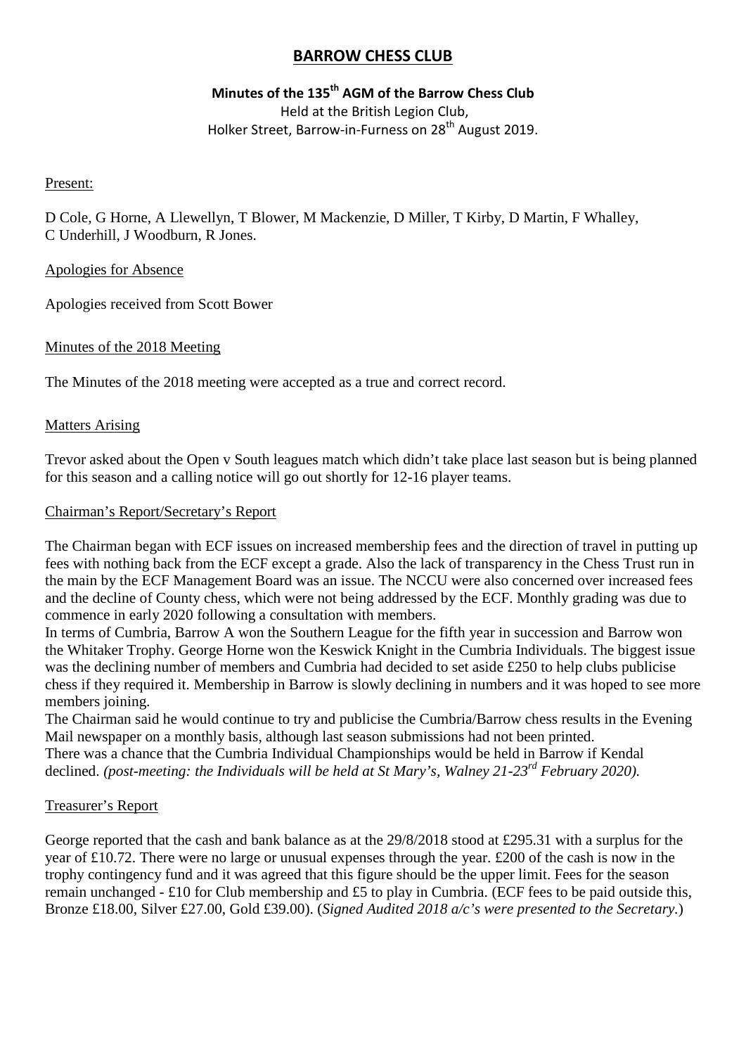# BARROW CHESS CLUB

### Minutes of the 135th AGM of the Barrow Chess Club

Held at the British Legion Club,
Holker Street, Barrow-in-Furness on 28th August 2019.

Present:

D Cole, G Horne, A Llewellyn, T Blower, M Mackenzie, D Miller, T Kirby, D Martin, F Whalley, C Underhill, J Woodburn, R Jones.

Apologies for Absence

Apologies received from Scott Bower

Minutes of the 2018 Meeting

The Minutes of the 2018 meeting were accepted as a true and correct record.

Matters Arising

Trevor asked about the Open v South leagues match which didn't take place last season but is being planned for this season and a calling notice will go out shortly for 12-16 player teams.

Chairman's Report/Secretary's Report

The Chairman began with ECF issues on increased membership fees and the direction of travel in putting up fees with nothing back from the ECF except a grade. Also the lack of transparency in the Chess Trust run in the main by the ECF Management Board was an issue. The NCCU were also concerned over increased fees and the decline of County chess, which were not being addressed by the ECF. Monthly grading was due to commence in early 2020 following a consultation with members.

In terms of Cumbria, Barrow A won the Southern League for the fifth year in succession and Barrow won the Whitaker Trophy. George Horne won the Keswick Knight in the Cumbria Individuals. The biggest issue was the declining number of members and Cumbria had decided to set aside £250 to help clubs publicise chess if they required it. Membership in Barrow is slowly declining in numbers and it was hoped to see more members joining.

The Chairman said he would continue to try and publicise the Cumbria/Barrow chess results in the Evening Mail newspaper on a monthly basis, although last season submissions had not been printed.

There was a chance that the Cumbria Individual Championships would be held in Barrow if Kendal declined. *(post-meeting: the Individuals will be held at St Mary's, Walney 21-23rd February 2020).*

Treasurer's Report

George reported that the cash and bank balance as at the 29/8/2018 stood at £295.31 with a surplus for the year of £10.72. There were no large or unusual expenses through the year. £200 of the cash is now in the trophy contingency fund and it was agreed that this figure should be the upper limit. Fees for the season remain unchanged - £10 for Club membership and £5 to play in Cumbria. (ECF fees to be paid outside this, Bronze £18.00, Silver £27.00, Gold £39.00). (*Signed Audited 2018 a/c's were presented to the Secretary*.)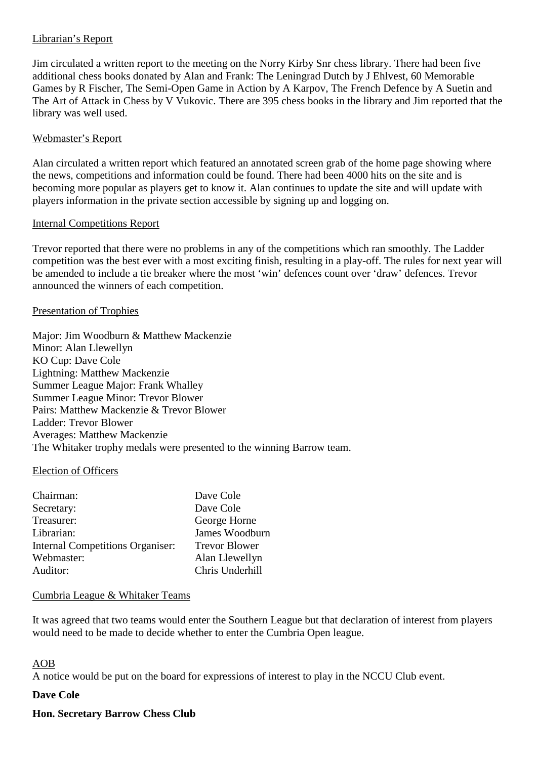## Librarian's Report

Jim circulated a written report to the meeting on the Norry Kirby Snr chess library. There had been five additional chess books donated by Alan and Frank: The Leningrad Dutch by J Ehlvest, 60 Memorable Games by R Fischer, The Semi-Open Game in Action by A Karpov, The French Defence by A Suetin and The Art of Attack in Chess by V Vukovic. There are 395 chess books in the library and Jim reported that the library was well used.

## Webmaster's Report

Alan circulated a written report which featured an annotated screen grab of the home page showing where the news, competitions and information could be found. There had been 4000 hits on the site and is becoming more popular as players get to know it. Alan continues to update the site and will update with players information in the private section accessible by signing up and logging on.

## Internal Competitions Report

Trevor reported that there were no problems in any of the competitions which ran smoothly. The Ladder competition was the best ever with a most exciting finish, resulting in a play-off. The rules for next year will be amended to include a tie breaker where the most 'win' defences count over 'draw' defences. Trevor announced the winners of each competition.

## Presentation of Trophies

Major: Jim Woodburn & Matthew Mackenzie
Minor: Alan Llewellyn
KO Cup: Dave Cole
Lightning: Matthew Mackenzie
Summer League Major: Frank Whalley
Summer League Minor: Trevor Blower
Pairs: Matthew Mackenzie & Trevor Blower
Ladder: Trevor Blower
Averages: Matthew Mackenzie
The Whitaker trophy medals were presented to the winning Barrow team.

## Election of Officers

| | |
|---|---|
| Chairman: | Dave Cole |
| Secretary: | Dave Cole |
| Treasurer: | George Horne |
| Librarian: | James Woodburn |
| Internal Competitions Organiser: | Trevor Blower |
| Webmaster: | Alan Llewellyn |
| Auditor: | Chris Underhill |

## Cumbria League & Whitaker Teams

It was agreed that two teams would enter the Southern League but that declaration of interest from players would need to be made to decide whether to enter the Cumbria Open league.

## AOB

A notice would be put on the board for expressions of interest to play in the NCCU Club event.

**Dave Cole**

**Hon. Secretary Barrow Chess Club**